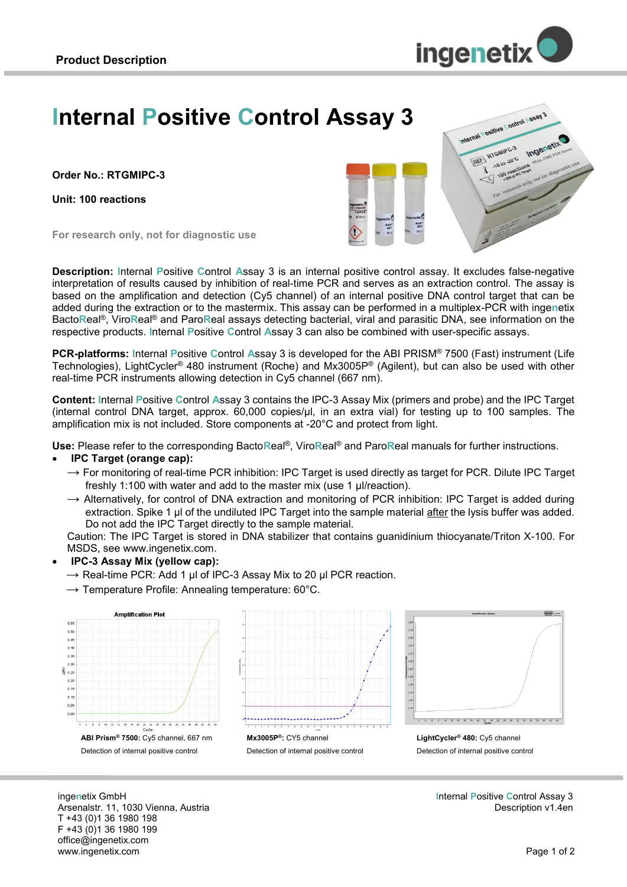# Internal Positive Control Assay 3

**Order No.: RTGMIPC-3**

**Unit: 100 reactions**

For research only, not for diagnostic use

**Description:** Internal Positive Control Assay 3 is an internal positive control assay. It excludes false-negative interpretation of results caused by inhibition of real-time PCR and serves as an extraction control. The assay is based on the amplification and detection (Cy5 channel) of an internal positive DNA control target that can be added during the extraction or to the mastermix. This assay can be performed in a multiplex-PCR with ingenetix BactoReal®, ViroReal® and ParoReal assays detecting bacterial, viral and parasitic DNA, see information on the respective products. Internal Positive Control Assay 3 can also be combined with user-specific assays.

**PCR-platforms:** Internal Positive Control Assay 3 is developed for the ABI PRISM® 7500 (Fast) instrument (Life Technologies), LightCycler® 480 instrument (Roche) and Mx3005P® (Agilent), but can also be used with other real-time PCR instruments allowing detection in Cy5 channel (667 nm).

**Content:** Internal Positive Control Assay 3 contains the IPC-3 Assay Mix (primers and probe) and the IPC Target (internal control DNA target, approx. 60,000 copies/µl, in an extra vial) for testing up to 100 samples. The amplification mix is not included. Store components at -20°C and protect from light.

**Use:** Please refer to the corresponding BactoReal®, ViroReal® and ParoReal manuals for further instructions.

- **IPC Target (orange cap):**
  - → For monitoring of real-time PCR inhibition: IPC Target is used directly as target for PCR. Dilute IPC Target freshly 1:100 with water and add to the master mix (use 1 µl/reaction).
  - → Alternatively, for control of DNA extraction and monitoring of PCR inhibition: IPC Target is added during extraction. Spike 1 µl of the undiluted IPC Target into the sample material after the lysis buffer was added. Do not add the IPC Target directly to the sample material.

  Caution: The IPC Target is stored in DNA stabilizer that contains guanidinium thiocyanate/Triton X-100. For MSDS, see www.ingenetix.com.
- **IPC-3 Assay Mix (yellow cap):**
  - → Real-time PCR: Add 1 µl of IPC-3 Assay Mix to 20 µl PCR reaction.
  - → Temperature Profile: Annealing temperature: 60°C.

**ABI Prism® 7500:** Cy5 channel, 667 nm
Detection of internal positive control

**Mx3005P®:** CY5 channel
Detection of internal positive control

**LightCycler® 480:** Cy5 channel
Detection of internal positive control

ingenetix GmbH
Arsenalstr. 11, 1030 Vienna, Austria
T +43 (0)1 36 1980 198
F +43 (0)1 36 1980 199
office@ingenetix.com
www.ingenetix.com

Internal Positive Control Assay 3
Description v1.4en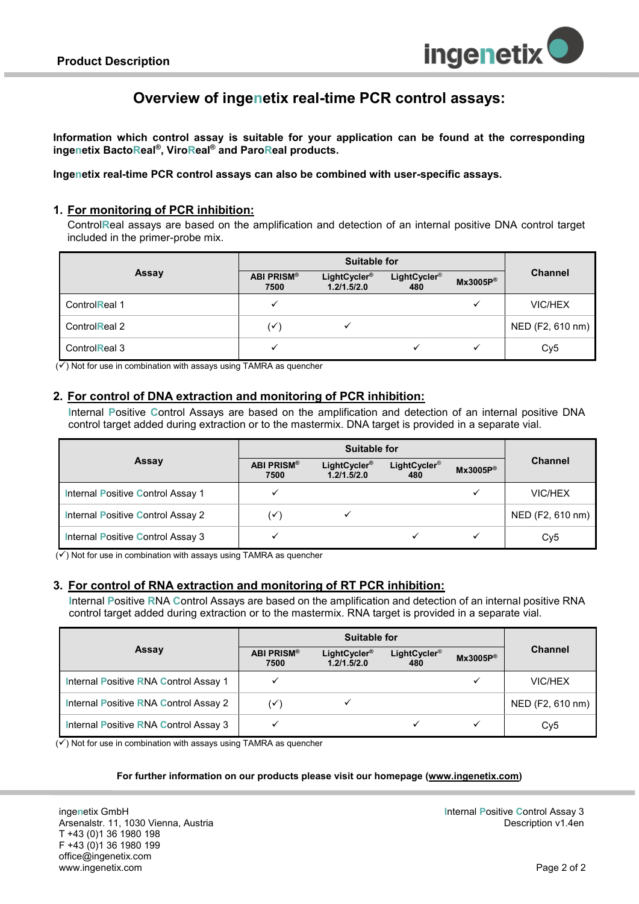**Product Description**

# Overview of ingenetix real-time PCR control assays:

**Information which control assay is suitable for your application can be found at the corresponding ingenetix BactoReal®, ViroReal® and ParoReal products.**

**Ingenetix real-time PCR control assays can also be combined with user-specific assays.**

## 1. For monitoring of PCR inhibition:

ControlReal assays are based on the amplification and detection of an internal positive DNA control target included in the primer-probe mix.

| Assay | Suitable for | | | | Channel |
|---|---|---|---|---|---|
| | ABI PRISM® 7500 | LightCycler® 1.2/1.5/2.0 | LightCycler® 480 | Mx3005P® | |
| ControlReal 1 | ✓ | | | ✓ | VIC/HEX |
| ControlReal 2 | (✓) | ✓ | | | NED (F2, 610 nm) |
| ControlReal 3 | ✓ | | ✓ | ✓ | Cy5 |

(✓) Not for use in combination with assays using TAMRA as quencher

## 2. For control of DNA extraction and monitoring of PCR inhibition:

Internal Positive Control Assays are based on the amplification and detection of an internal positive DNA control target added during extraction or to the mastermix. DNA target is provided in a separate vial.

| Assay | Suitable for | | | | Channel |
|---|---|---|---|---|---|
| | ABI PRISM® 7500 | LightCycler® 1.2/1.5/2.0 | LightCycler® 480 | Mx3005P® | |
| Internal Positive Control Assay 1 | ✓ | | | ✓ | VIC/HEX |
| Internal Positive Control Assay 2 | (✓) | ✓ | | | NED (F2, 610 nm) |
| Internal Positive Control Assay 3 | ✓ | | ✓ | ✓ | Cy5 |

(✓) Not for use in combination with assays using TAMRA as quencher

## 3. For control of RNA extraction and monitoring of RT PCR inhibition:

Internal Positive RNA Control Assays are based on the amplification and detection of an internal positive RNA control target added during extraction or to the mastermix. RNA target is provided in a separate vial.

| Assay | Suitable for | | | | Channel |
|---|---|---|---|---|---|
| | ABI PRISM® 7500 | LightCycler® 1.2/1.5/2.0 | LightCycler® 480 | Mx3005P® | |
| Internal Positive RNA Control Assay 1 | ✓ | | | ✓ | VIC/HEX |
| Internal Positive RNA Control Assay 2 | (✓) | ✓ | | | NED (F2, 610 nm) |
| Internal Positive RNA Control Assay 3 | ✓ | | ✓ | ✓ | Cy5 |

(✓) Not for use in combination with assays using TAMRA as quencher

**For further information on our products please visit our homepage (www.ingenetix.com)**

ingenetix GmbH
Arsenalstr. 11, 1030 Vienna, Austria
T +43 (0)1 36 1980 198
F +43 (0)1 36 1980 199
office@ingenetix.com
www.ingenetix.com

Internal Positive Control Assay 3
Description v1.4en